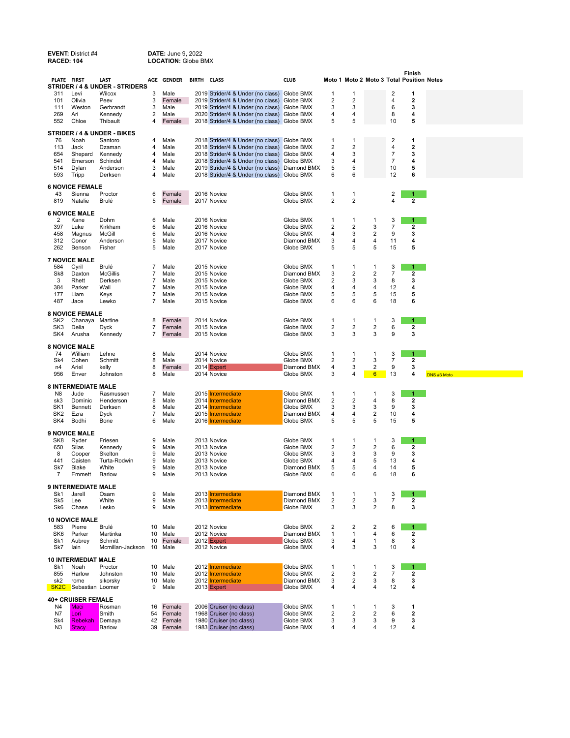**EVENT:** District #4
**RACED:** 104

**DATE:** June 9, 2022
**LOCATION:** Globe BMX

| PLATE | FIRST | LAST | AGE | GENDER | BIRTH | CLASS | CLUB | Moto 1 | Moto 2 | Moto 3 | Total | Finish Position | Notes |
|---|---|---|---|---|---|---|---|---|---|---|---|---|---|
| **STRIDER / 4 & UNDER - STRIDERS** | | | | | | | | | | | | | |
| 311 | Levi | Wilcox | 3 | Male | 2019 | Strider/4 & Under (no class) | Globe BMX | 1 | 1 | | 2 | **1** | |
| 101 | Olivia | Peev | 3 | Female | 2019 | Strider/4 & Under (no class) | Globe BMX | 2 | 2 | | 4 | **2** | |
| 111 | Weston | Gerbrandt | 3 | Male | 2019 | Strider/4 & Under (no class) | Globe BMX | 3 | 3 | | 6 | **3** | |
| 269 | Ari | Kennedy | 2 | Male | 2020 | Strider/4 & Under (no class) | Globe BMX | 4 | 4 | | 8 | **4** | |
| 552 | Chloe | Thibault | 4 | Female | 2018 | Strider/4 & Under (no class) | Globe BMX | 5 | 5 | | 10 | **5** | |
| **STRIDER / 4 & UNDER - BIKES** | | | | | | | | | | | | | |
| 76 | Noah | Santoro | 4 | Male | 2018 | Strider/4 & Under (no class) | Globe BMX | 1 | 1 | | 2 | **1** | |
| 113 | Jack | Dzaman | 4 | Male | 2018 | Strider/4 & Under (no class) | Globe BMX | 2 | 2 | | 4 | **2** | |
| 654 | Shepard | Kennedy | 4 | Male | 2018 | Strider/4 & Under (no class) | Globe BMX | 4 | 3 | | 7 | **3** | |
| 541 | Emerson | Schindel | 4 | Male | 2018 | Strider/4 & Under (no class) | Globe BMX | 3 | 4 | | 7 | **4** | |
| 514 | Dylan | Anderson | 3 | Male | 2019 | Strider/4 & Under (no class) | Diamond BMX | 5 | 5 | | 10 | **5** | |
| 593 | Tripp | Derksen | 4 | Male | 2018 | Strider/4 & Under (no class) | Globe BMX | 6 | 6 | | 12 | **6** | |
| **6 NOVICE FEMALE** | | | | | | | | | | | | | |
| 43 | Sienna | Proctor | 6 | Female | 2016 | Novice | Globe BMX | 1 | 1 | | 2 | **1** | |
| 819 | Natalie | Brulé | 5 | Female | 2017 | Novice | Globe BMX | 2 | 2 | | 4 | **2** | |
| **6 NOVICE MALE** | | | | | | | | | | | | | |
| 2 | Kane | Dohm | 6 | Male | 2016 | Novice | Globe BMX | 1 | 1 | 1 | 3 | **1** | |
| 397 | Luke | Kirkham | 6 | Male | 2016 | Novice | Globe BMX | 2 | 2 | 3 | 7 | **2** | |
| 458 | Magnus | McGill | 6 | Male | 2016 | Novice | Globe BMX | 4 | 3 | 2 | 9 | **3** | |
| 312 | Conor | Anderson | 5 | Male | 2017 | Novice | Diamond BMX | 3 | 4 | 4 | 11 | **4** | |
| 262 | Benson | Fisher | 5 | Male | 2017 | Novice | Globe BMX | 5 | 5 | 5 | 15 | **5** | |
| **7 NOVICE MALE** | | | | | | | | | | | | | |
| 584 | Cyril | Brulé | 7 | Male | 2015 | Novice | Globe BMX | 1 | 1 | 1 | 3 | **1** | |
| Sk8 | Daxton | McGillis | 7 | Male | 2015 | Novice | Diamond BMX | 3 | 2 | 2 | 7 | **2** | |
| 3 | Rhett | Derksen | 7 | Male | 2015 | Novice | Globe BMX | 2 | 3 | 3 | 8 | **3** | |
| 384 | Parker | Wall | 7 | Male | 2015 | Novice | Globe BMX | 4 | 4 | 4 | 12 | **4** | |
| 177 | Liam | Keys | 7 | Male | 2015 | Novice | Globe BMX | 5 | 5 | 5 | 15 | **5** | |
| 487 | Jace | Lewko | 7 | Male | 2015 | Novice | Globe BMX | 6 | 6 | 6 | 18 | **6** | |
| **8 NOVICE FEMALE** | | | | | | | | | | | | | |
| SK2 | Chanaya | Martine | 8 | Female | 2014 | Novice | Globe BMX | 1 | 1 | 1 | 3 | **1** | |
| SK3 | Delia | Dyck | 7 | Female | 2015 | Novice | Globe BMX | 2 | 2 | 2 | 6 | **2** | |
| SK4 | Arusha | Kennedy | 7 | Female | 2015 | Novice | Globe BMX | 3 | 3 | 3 | 9 | **3** | |
| **8 NOVICE MALE** | | | | | | | | | | | | | |
| 74 | William | Lehne | 8 | Male | 2014 | Novice | Globe BMX | 1 | 1 | 1 | 3 | **1** | |
| Sk4 | Cohen | Schmitt | 8 | Male | 2014 | Novice | Globe BMX | 2 | 2 | 3 | 7 | **2** | |
| n4 | Ariel | kelly | 8 | Female | 2014 | Expert | Diamond BMX | 4 | 3 | 2 | 9 | **3** | |
| 956 | Enver | Johnston | 8 | Male | 2014 | Novice | Globe BMX | 3 | 4 | 6 | 13 | **4** | DNS #3 Moto |
| **8 INTERMEDIATE MALE** | | | | | | | | | | | | | |
| N8 | Jude | Rasmussen | 7 | Male | 2015 | Intermediate | Globe BMX | 1 | 1 | 1 | 3 | **1** | |
| sk3 | Dominic | Henderson | 8 | Male | 2014 | Intermediate | Diamond BMX | 2 | 2 | 4 | 8 | **2** | |
| SK1 | Bennett | Derksen | 8 | Male | 2014 | Intermediate | Globe BMX | 3 | 3 | 3 | 9 | **3** | |
| SK2 | Ezra | Dyck | 7 | Male | 2015 | Intermediate | Diamond BMX | 4 | 4 | 2 | 10 | **4** | |
| SK4 | Bodhi | Bone | 6 | Male | 2016 | Intermediate | Globe BMX | 5 | 5 | 5 | 15 | **5** | |
| **9 NOVICE MALE** | | | | | | | | | | | | | |
| SK8 | Ryder | Friesen | 9 | Male | 2013 | Novice | Globe BMX | 1 | 1 | 1 | 3 | **1** | |
| 650 | Silas | Kennedy | 9 | Male | 2013 | Novice | Globe BMX | 2 | 2 | 2 | 6 | **2** | |
| 8 | Cooper | Skelton | 9 | Male | 2013 | Novice | Globe BMX | 3 | 3 | 3 | 9 | **3** | |
| 441 | Caisten | Turta-Rodwin | 9 | Male | 2013 | Novice | Globe BMX | 4 | 4 | 5 | 13 | **4** | |
| Sk7 | Blake | White | 9 | Male | 2013 | Novice | Diamond BMX | 5 | 5 | 4 | 14 | **5** | |
| 7 | Emmett | Barlow | 9 | Male | 2013 | Novice | Globe BMX | 6 | 6 | 6 | 18 | **6** | |
| **9 INTERMEDIATE MALE** | | | | | | | | | | | | | |
| Sk1 | Jarell | Osam | 9 | Male | 2013 | Intermediate | Diamond BMX | 1 | 1 | 1 | 3 | **1** | |
| Sk5 | Lee | White | 9 | Male | 2013 | Intermediate | Diamond BMX | 2 | 2 | 3 | 7 | **2** | |
| Sk6 | Chase | Lesko | 9 | Male | 2013 | Intermediate | Globe BMX | 3 | 3 | 2 | 8 | **3** | |
| **10 NOVICE MALE** | | | | | | | | | | | | | |
| 583 | Pierre | Brulé | 10 | Male | 2012 | Novice | Globe BMX | 2 | 2 | 2 | 6 | **1** | |
| SK6 | Parker | Martinka | 10 | Male | 2012 | Novice | Diamond BMX | 1 | 1 | 4 | 6 | **2** | |
| Sk1 | Aubrey | Schmitt | 10 | Female | 2012 | Expert | Globe BMX | 3 | 4 | 1 | 8 | **3** | |
| Sk7 | Iain | Mcmillan-Jackson | 10 | Male | 2012 | Novice | Globe BMX | 4 | 3 | 3 | 10 | **4** | |
| **10 INTERMEDIAT MALE** | | | | | | | | | | | | | |
| Sk1 | Noah | Proctor | 10 | Male | 2012 | Intermediate | Globe BMX | 1 | 1 | 1 | 3 | **1** | |
| 855 | Harlow | Johnston | 10 | Male | 2012 | Intermediate | Globe BMX | 2 | 3 | 2 | 7 | **2** | |
| sk2 | rome | sikorsky | 10 | Male | 2012 | Intermediate | Diamond BMX | 3 | 2 | 3 | 8 | **3** | |
| SK2C | Sebastian | Loomer | 9 | Male | 2013 | Expert | Globe BMX | 4 | 4 | 4 | 12 | **4** | |
| **40+ CRUISER FEMALE** | | | | | | | | | | | | | |
| N4 | Maci | Rosman | 16 | Female | 2006 | Cruiser (no class) | Globe BMX | 1 | 1 | 1 | 3 | **1** | |
| N7 | Lori | Smith | 54 | Female | 1968 | Cruiser (no class) | Globe BMX | 2 | 2 | 2 | 6 | **2** | |
| Sk4 | Rebekah | Demaya | 42 | Female | 1980 | Cruiser (no class) | Globe BMX | 3 | 3 | 3 | 9 | **3** | |
| N3 | Stacy | Barlow | 39 | Female | 1983 | Cruiser (no class) | Globe BMX | 4 | 4 | 4 | 12 | **4** | |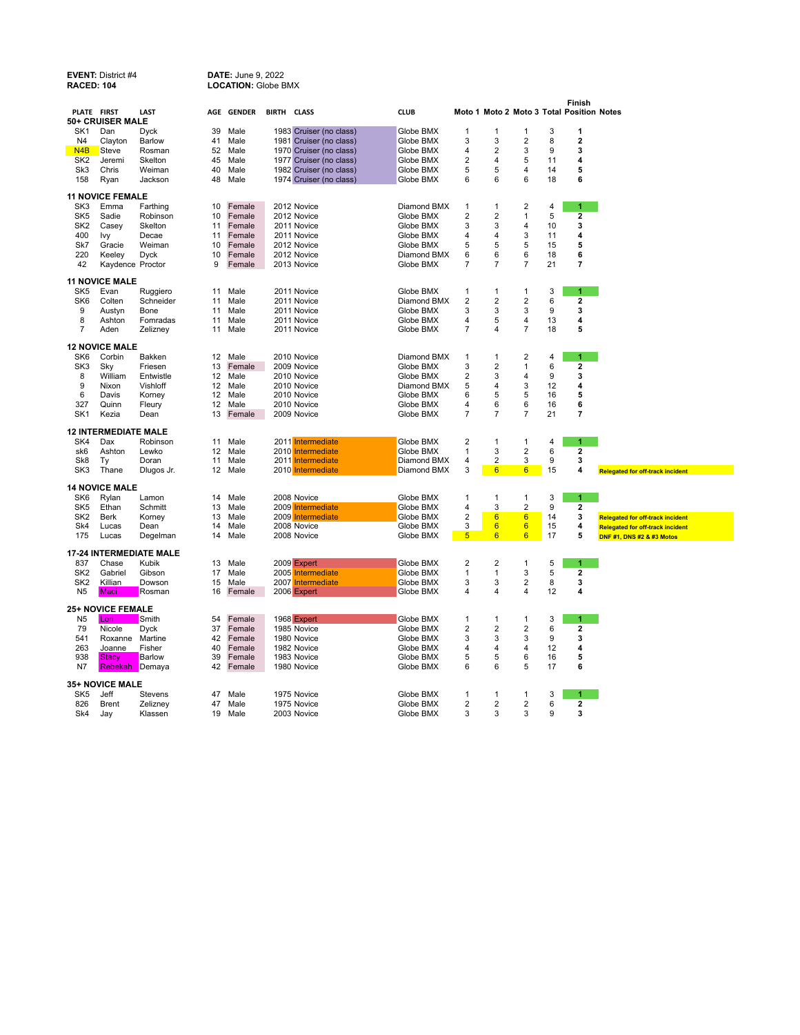**EVENT:** District #4
**RACED: 104**

**DATE:** June 9, 2022
**LOCATION:** Globe BMX

| PLATE | FIRST | LAST | AGE | GENDER | BIRTH | CLASS | CLUB | Moto 1 | Moto 2 | Moto 3 | Total | Finish Position | Notes |
|---|---|---|---|---|---|---|---|---|---|---|---|---|---|
| **50+ CRUISER MALE** | | | | | | | | | | | | | |
| SK1 | Dan | Dyck | 39 | Male | 1983 | Cruiser (no class) | Globe BMX | 1 | 1 | 1 | 3 | **1** | |
| N4 | Clayton | Barlow | 41 | Male | 1981 | Cruiser (no class) | Globe BMX | 3 | 3 | 2 | 8 | **2** | |
| N4B | Steve | Rosman | 52 | Male | 1970 | Cruiser (no class) | Globe BMX | 4 | 2 | 3 | 9 | **3** | |
| SK2 | Jeremi | Skelton | 45 | Male | 1977 | Cruiser (no class) | Globe BMX | 2 | 4 | 5 | 11 | **4** | |
| Sk3 | Chris | Weiman | 40 | Male | 1982 | Cruiser (no class) | Globe BMX | 5 | 5 | 4 | 14 | **5** | |
| 158 | Ryan | Jackson | 48 | Male | 1974 | Cruiser (no class) | Globe BMX | 6 | 6 | 6 | 18 | **6** | |
| **11 NOVICE FEMALE** | | | | | | | | | | | | | |
| SK3 | Emma | Farthing | 10 | Female | 2012 | Novice | Diamond BMX | 1 | 1 | 2 | 4 | **1** | |
| SK5 | Sadie | Robinson | 10 | Female | 2012 | Novice | Globe BMX | 2 | 2 | 1 | 5 | **2** | |
| SK2 | Casey | Skelton | 11 | Female | 2011 | Novice | Globe BMX | 3 | 3 | 4 | 10 | **3** | |
| 400 | Ivy | Decae | 11 | Female | 2011 | Novice | Globe BMX | 4 | 4 | 3 | 11 | **4** | |
| Sk7 | Gracie | Weiman | 10 | Female | 2012 | Novice | Globe BMX | 5 | 5 | 5 | 15 | **5** | |
| 220 | Keeley | Dyck | 10 | Female | 2012 | Novice | Diamond BMX | 6 | 6 | 6 | 18 | **6** | |
| 42 | Kaydence | Proctor | 9 | Female | 2013 | Novice | Globe BMX | 7 | 7 | 7 | 21 | **7** | |
| **11 NOVICE MALE** | | | | | | | | | | | | | |
| SK5 | Evan | Ruggiero | 11 | Male | 2011 | Novice | Globe BMX | 1 | 1 | 1 | 3 | **1** | |
| SK6 | Colten | Schneider | 11 | Male | 2011 | Novice | Diamond BMX | 2 | 2 | 2 | 6 | **2** | |
| 9 | Austyn | Bone | 11 | Male | 2011 | Novice | Globe BMX | 3 | 3 | 3 | 9 | **3** | |
| 8 | Ashton | Fomradas | 11 | Male | 2011 | Novice | Globe BMX | 4 | 5 | 4 | 13 | **4** | |
| 7 | Aden | Zelizney | 11 | Male | 2011 | Novice | Globe BMX | 7 | 4 | 7 | 18 | **5** | |
| **12 NOVICE MALE** | | | | | | | | | | | | | |
| SK6 | Corbin | Bakken | 12 | Male | 2010 | Novice | Diamond BMX | 1 | 1 | 2 | 4 | **1** | |
| SK3 | Sky | Friesen | 13 | Female | 2009 | Novice | Globe BMX | 3 | 2 | 1 | 6 | **2** | |
| 8 | William | Entwistle | 12 | Male | 2010 | Novice | Globe BMX | 2 | 3 | 4 | 9 | **3** | |
| 9 | Nixon | Vishloff | 12 | Male | 2010 | Novice | Diamond BMX | 5 | 4 | 3 | 12 | **4** | |
| 6 | Davis | Korney | 12 | Male | 2010 | Novice | Globe BMX | 6 | 5 | 5 | 16 | **5** | |
| 327 | Quinn | Fleury | 12 | Male | 2010 | Novice | Globe BMX | 4 | 6 | 6 | 16 | **6** | |
| SK1 | Kezia | Dean | 13 | Female | 2009 | Novice | Globe BMX | 7 | 7 | 7 | 21 | **7** | |
| **12 INTERMEDIATE MALE** | | | | | | | | | | | | | |
| SK4 | Dax | Robinson | 11 | Male | 2011 | Intermediate | Globe BMX | 2 | 1 | 1 | 4 | **1** | |
| sk6 | Ashton | Lewko | 12 | Male | 2010 | Intermediate | Globe BMX | 1 | 3 | 2 | 6 | **2** | |
| Sk8 | Ty | Doran | 11 | Male | 2011 | Intermediate | Diamond BMX | 4 | 2 | 3 | 9 | **3** | |
| SK3 | Thane | Dlugos Jr. | 12 | Male | 2010 | Intermediate | Diamond BMX | 3 | 6 | 6 | 15 | **4** | **Relegated for off-track incident** |
| **14 NOVICE MALE** | | | | | | | | | | | | | |
| SK6 | Rylan | Lamon | 14 | Male | 2008 | Novice | Globe BMX | 1 | 1 | 1 | 3 | **1** | |
| SK5 | Ethan | Schmitt | 13 | Male | 2009 | Intermediate | Globe BMX | 4 | 3 | 2 | 9 | **2** | |
| SK2 | Berk | Korney | 13 | Male | 2009 | Intermediate | Globe BMX | 2 | 6 | 6 | 14 | **3** | **Relegated for off-track incident** |
| Sk4 | Lucas | Dean | 14 | Male | 2008 | Novice | Globe BMX | 3 | 6 | 6 | 15 | **4** | **Relegated for off-track incident** |
| 175 | Lucas | Degelman | 14 | Male | 2008 | Novice | Globe BMX | 5 | 6 | 6 | 17 | **5** | **DNF #1, DNS #2 & #3 Motos** |
| **17-24 INTERMEDIATE MALE** | | | | | | | | | | | | | |
| 837 | Chase | Kubik | 13 | Male | 2009 | Expert | Globe BMX | 2 | 2 | 1 | 5 | **1** | |
| SK2 | Gabriel | Gibson | 17 | Male | 2005 | Intermediate | Globe BMX | 1 | 1 | 3 | 5 | **2** | |
| SK2 | Killian | Dowson | 15 | Male | 2007 | Intermediate | Globe BMX | 3 | 3 | 2 | 8 | **3** | |
| N5 | Maci | Rosman | 16 | Female | 2006 | Expert | Globe BMX | 4 | 4 | 4 | 12 | **4** | |
| **25+ NOVICE FEMALE** | | | | | | | | | | | | | |
| N5 | Lori | Smith | 54 | Female | 1968 | Expert | Globe BMX | 1 | 1 | 1 | 3 | **1** | |
| 79 | Nicole | Dyck | 37 | Female | 1985 | Novice | Globe BMX | 2 | 2 | 2 | 6 | **2** | |
| 541 | Roxanne | Martine | 42 | Female | 1980 | Novice | Globe BMX | 3 | 3 | 3 | 9 | **3** | |
| 263 | Joanne | Fisher | 40 | Female | 1982 | Novice | Globe BMX | 4 | 4 | 4 | 12 | **4** | |
| 938 | Stacy | Barlow | 39 | Female | 1983 | Novice | Globe BMX | 5 | 5 | 6 | 16 | **5** | |
| N7 | Rebekah | Demaya | 42 | Female | 1980 | Novice | Globe BMX | 6 | 6 | 5 | 17 | **6** | |
| **35+ NOVICE MALE** | | | | | | | | | | | | | |
| SK5 | Jeff | Stevens | 47 | Male | 1975 | Novice | Globe BMX | 1 | 1 | 1 | 3 | **1** | |
| 826 | Brent | Zelizney | 47 | Male | 1975 | Novice | Globe BMX | 2 | 2 | 2 | 6 | **2** | |
| Sk4 | Jay | Klassen | 19 | Male | 2003 | Novice | Globe BMX | 3 | 3 | 3 | 9 | **3** | |